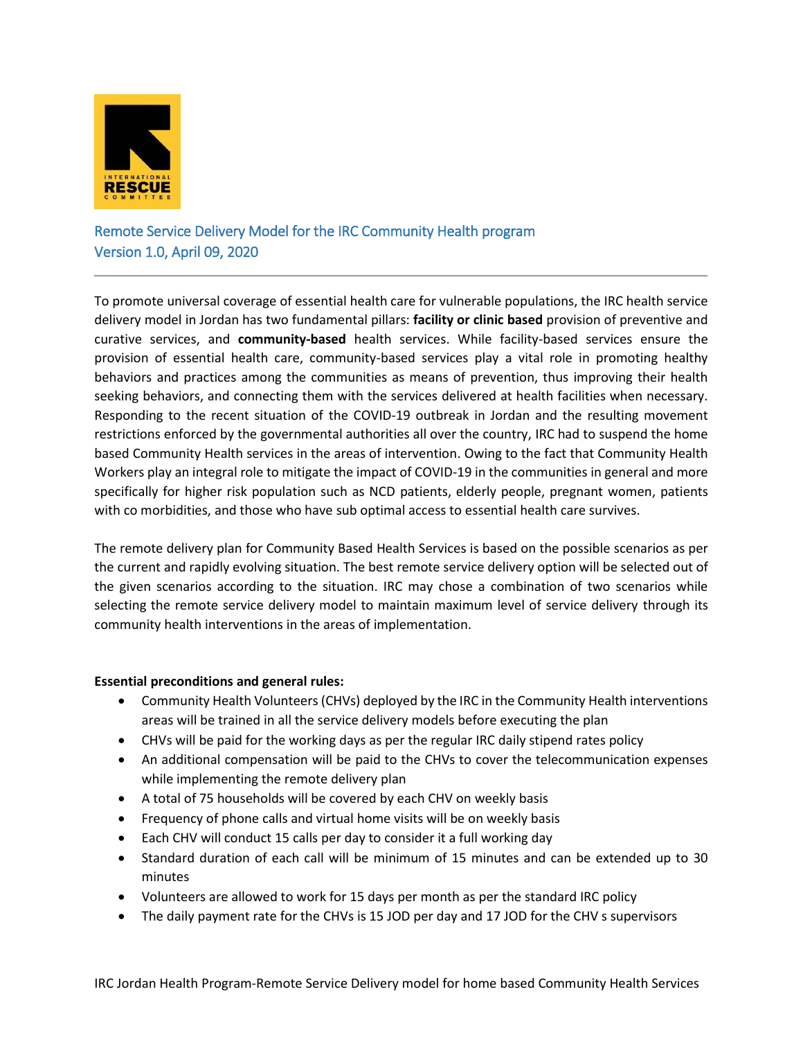## Remote Service Delivery Model for the IRC Community Health program
Version 1.0, April 09, 2020

---

To promote universal coverage of essential health care for vulnerable populations, the IRC health service delivery model in Jordan has two fundamental pillars: **facility or clinic based** provision of preventive and curative services, and **community-based** health services. While facility-based services ensure the provision of essential health care, community-based services play a vital role in promoting healthy behaviors and practices among the communities as means of prevention, thus improving their health seeking behaviors, and connecting them with the services delivered at health facilities when necessary. Responding to the recent situation of the COVID-19 outbreak in Jordan and the resulting movement restrictions enforced by the governmental authorities all over the country, IRC had to suspend the home based Community Health services in the areas of intervention. Owing to the fact that Community Health Workers play an integral role to mitigate the impact of COVID-19 in the communities in general and more specifically for higher risk population such as NCD patients, elderly people, pregnant women, patients with co morbidities, and those who have sub optimal access to essential health care survives.

The remote delivery plan for Community Based Health Services is based on the possible scenarios as per the current and rapidly evolving situation. The best remote service delivery option will be selected out of the given scenarios according to the situation. IRC may chose a combination of two scenarios while selecting the remote service delivery model to maintain maximum level of service delivery through its community health interventions in the areas of implementation.

**Essential preconditions and general rules:**

- Community Health Volunteers (CHVs) deployed by the IRC in the Community Health interventions areas will be trained in all the service delivery models before executing the plan
- CHVs will be paid for the working days as per the regular IRC daily stipend rates policy
- An additional compensation will be paid to the CHVs to cover the telecommunication expenses while implementing the remote delivery plan
- A total of 75 households will be covered by each CHV on weekly basis
- Frequency of phone calls and virtual home visits will be on weekly basis
- Each CHV will conduct 15 calls per day to consider it a full working day
- Standard duration of each call will be minimum of 15 minutes and can be extended up to 30 minutes
- Volunteers are allowed to work for 15 days per month as per the standard IRC policy
- The daily payment rate for the CHVs is 15 JOD per day and 17 JOD for the CHV s supervisors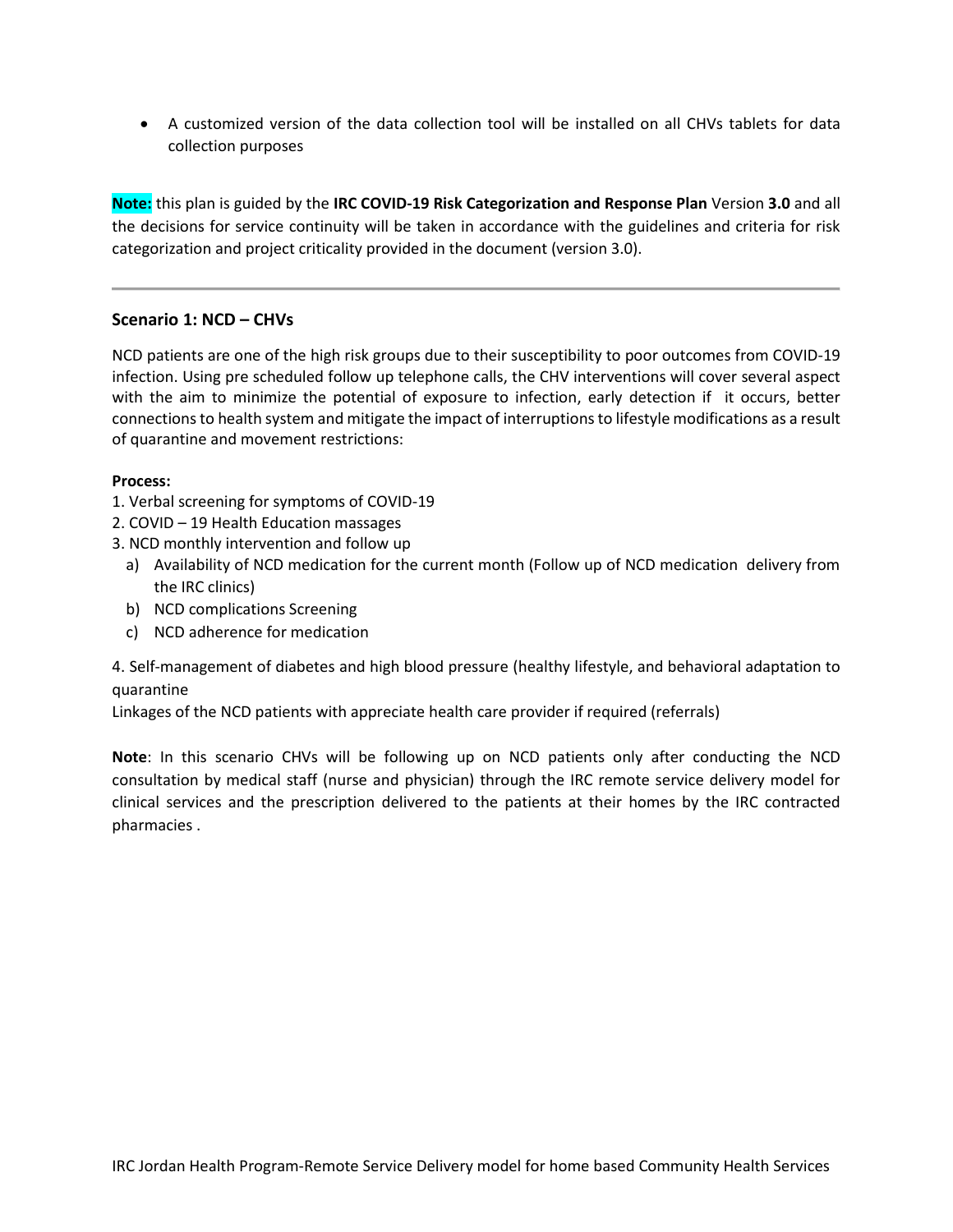- A customized version of the data collection tool will be installed on all CHVs tablets for data collection purposes

**Note:** this plan is guided by the **IRC COVID-19 Risk Categorization and Response Plan** Version **3.0** and all the decisions for service continuity will be taken in accordance with the guidelines and criteria for risk categorization and project criticality provided in the document (version 3.0).

---

### Scenario 1: NCD – CHVs

NCD patients are one of the high risk groups due to their susceptibility to poor outcomes from COVID-19 infection. Using pre scheduled follow up telephone calls, the CHV interventions will cover several aspect with the aim to minimize the potential of exposure to infection, early detection if it occurs, better connections to health system and mitigate the impact of interruptions to lifestyle modifications as a result of quarantine and movement restrictions:

**Process:**

1. Verbal screening for symptoms of COVID-19
2. COVID – 19 Health Education massages
3. NCD monthly intervention and follow up
   a) Availability of NCD medication for the current month (Follow up of NCD medication delivery from the IRC clinics)
   b) NCD complications Screening
   c) NCD adherence for medication

4. Self-management of diabetes and high blood pressure (healthy lifestyle, and behavioral adaptation to quarantine

Linkages of the NCD patients with appreciate health care provider if required (referrals)

**Note**: In this scenario CHVs will be following up on NCD patients only after conducting the NCD consultation by medical staff (nurse and physician) through the IRC remote service delivery model for clinical services and the prescription delivered to the patients at their homes by the IRC contracted pharmacies .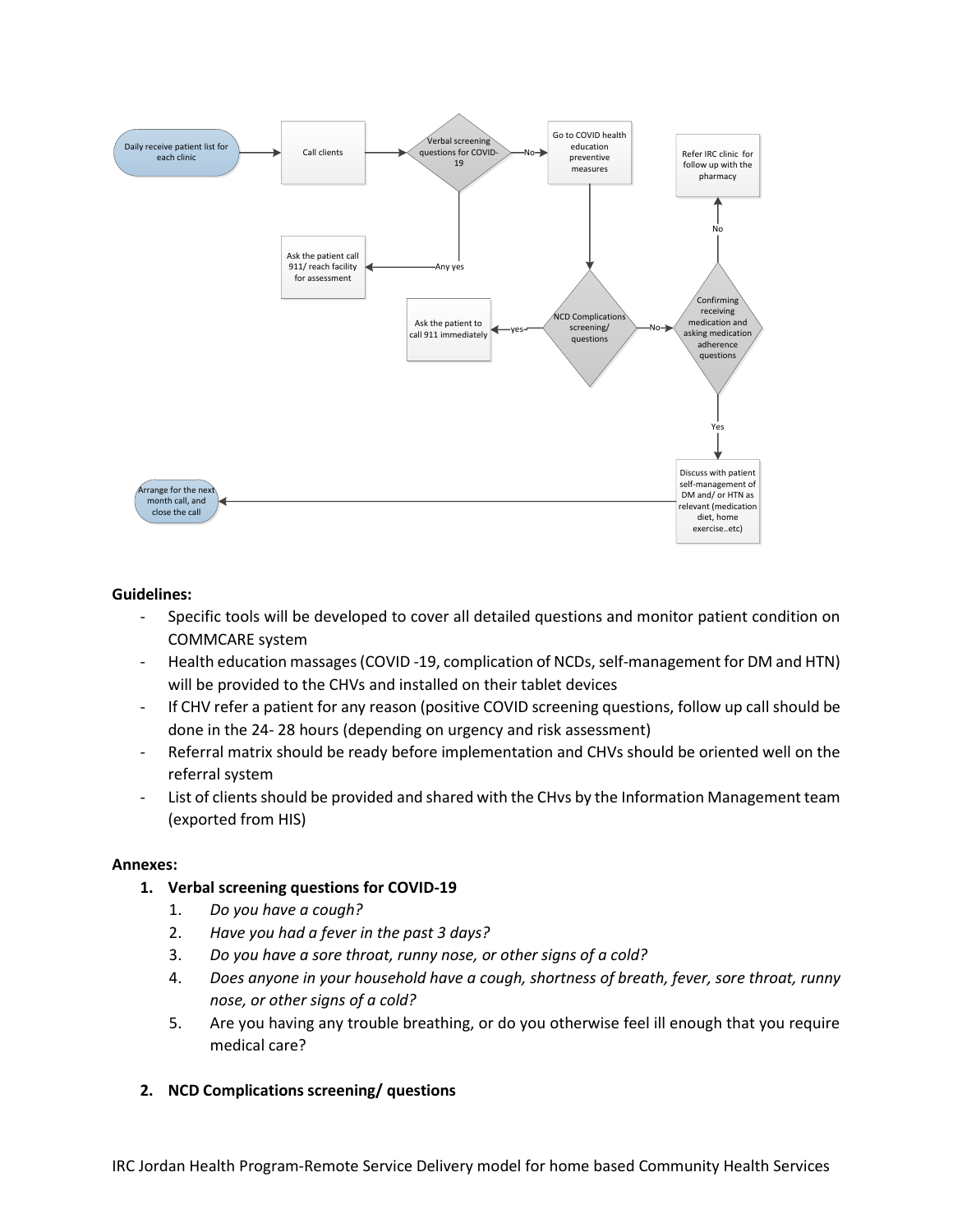Daily receive patient list for each clinic → Call clients → Verbal screening questions for COVID-19

- Any yes → Ask the patient call 911/ reach facility for assessment
- No → Go to COVID health education preventive measures → NCD Complications screening/ questions
  - yes → Ask the patient to call 911 immediately
  - No → Confirming receiving medication and asking medication adherence questions
    - No → Refer IRC clinic for follow up with the pharmacy
    - Yes → Discuss with patient self-management of DM and/ or HTN as relevant (medication diet, home exercise..etc) → Arrange for the next month call, and close the call

**Guidelines:**

- Specific tools will be developed to cover all detailed questions and monitor patient condition on COMMCARE system
- Health education massages (COVID -19, complication of NCDs, self-management for DM and HTN) will be provided to the CHVs and installed on their tablet devices
- If CHV refer a patient for any reason (positive COVID screening questions, follow up call should be done in the 24- 28 hours (depending on urgency and risk assessment)
- Referral matrix should be ready before implementation and CHVs should be oriented well on the referral system
- List of clients should be provided and shared with the CHvs by the Information Management team (exported from HIS)

**Annexes:**

1. **Verbal screening questions for COVID-19**
   1. *Do you have a cough?*
   2. *Have you had a fever in the past 3 days?*
   3. *Do you have a sore throat, runny nose, or other signs of a cold?*
   4. *Does anyone in your household have a cough, shortness of breath, fever, sore throat, runny nose, or other signs of a cold?*
   5. Are you having any trouble breathing, or do you otherwise feel ill enough that you require medical care?

2. **NCD Complications screening/ questions**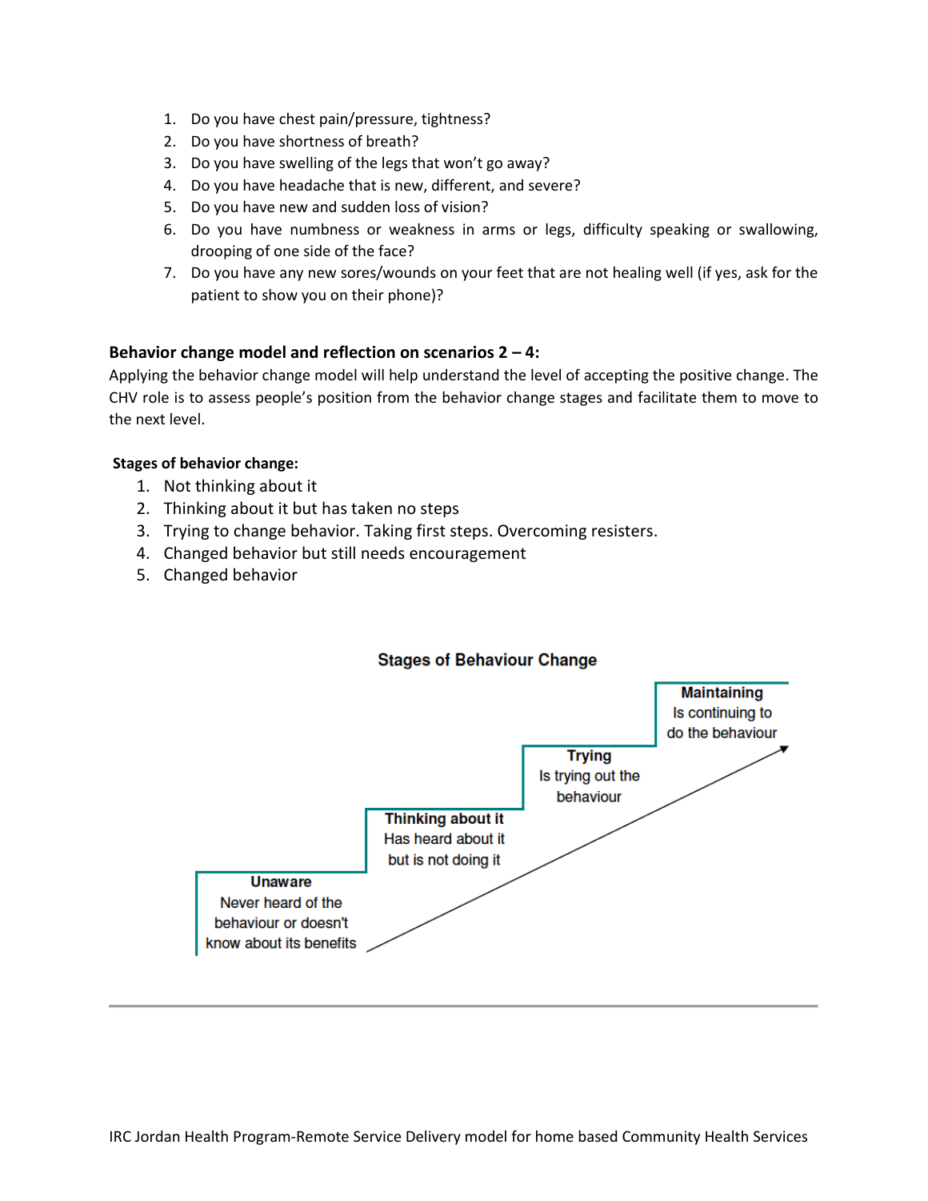1. Do you have chest pain/pressure, tightness?
2. Do you have shortness of breath?
3. Do you have swelling of the legs that won't go away?
4. Do you have headache that is new, different, and severe?
5. Do you have new and sudden loss of vision?
6. Do you have numbness or weakness in arms or legs, difficulty speaking or swallowing, drooping of one side of the face?
7. Do you have any new sores/wounds on your feet that are not healing well (if yes, ask for the patient to show you on their phone)?

**Behavior change model and reflection on scenarios 2 – 4:**

Applying the behavior change model will help understand the level of accepting the positive change. The CHV role is to assess people's position from the behavior change stages and facilitate them to move to the next level.

**Stages of behavior change:**

1. Not thinking about it
2. Thinking about it but has taken no steps
3. Trying to change behavior. Taking first steps. Overcoming resisters.
4. Changed behavior but still needs encouragement
5. Changed behavior

**Stages of Behaviour Change**

**Unaware**
Never heard of the behaviour or doesn't know about its benefits

**Thinking about it**
Has heard about it but is not doing it

**Trying**
Is trying out the behaviour

**Maintaining**
Is continuing to do the behaviour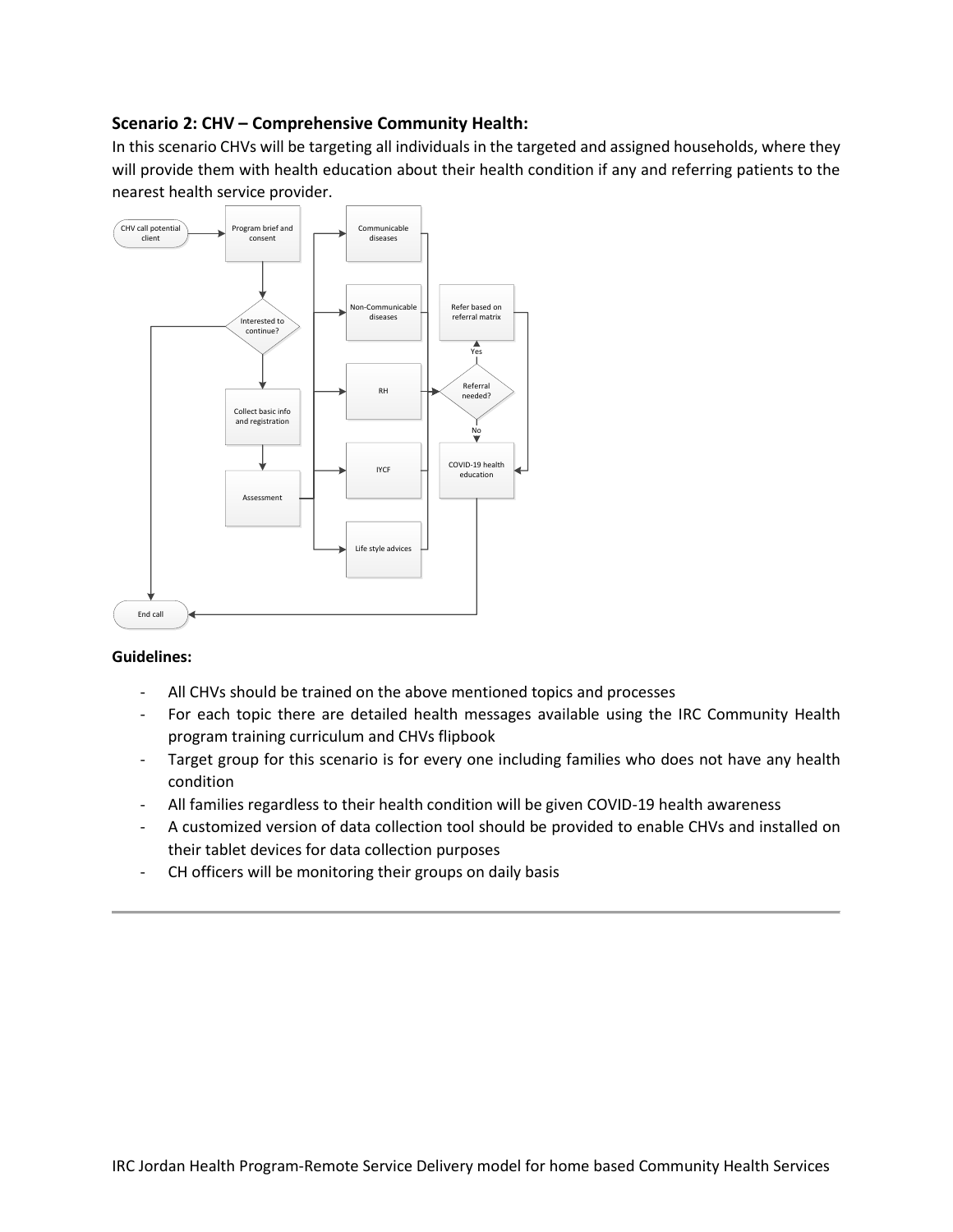### Scenario 2: CHV – Comprehensive Community Health:

In this scenario CHVs will be targeting all individuals in the targeted and assigned households, where they will provide them with health education about their health condition if any and referring patients to the nearest health service provider.

CHV call potential client

Program brief and consent

Interested to continue?

Collect basic info and registration

Assessment

Communicable diseases

Non-Communicable diseases

RH

IYCF

Life style advices

Refer based on referral matrix

Yes

Referral needed?

No

COVID-19 health education

End call

**Guidelines:**

- All CHVs should be trained on the above mentioned topics and processes
- For each topic there are detailed health messages available using the IRC Community Health program training curriculum and CHVs flipbook
- Target group for this scenario is for every one including families who does not have any health condition
- All families regardless to their health condition will be given COVID-19 health awareness
- A customized version of data collection tool should be provided to enable CHVs and installed on their tablet devices for data collection purposes
- CH officers will be monitoring their groups on daily basis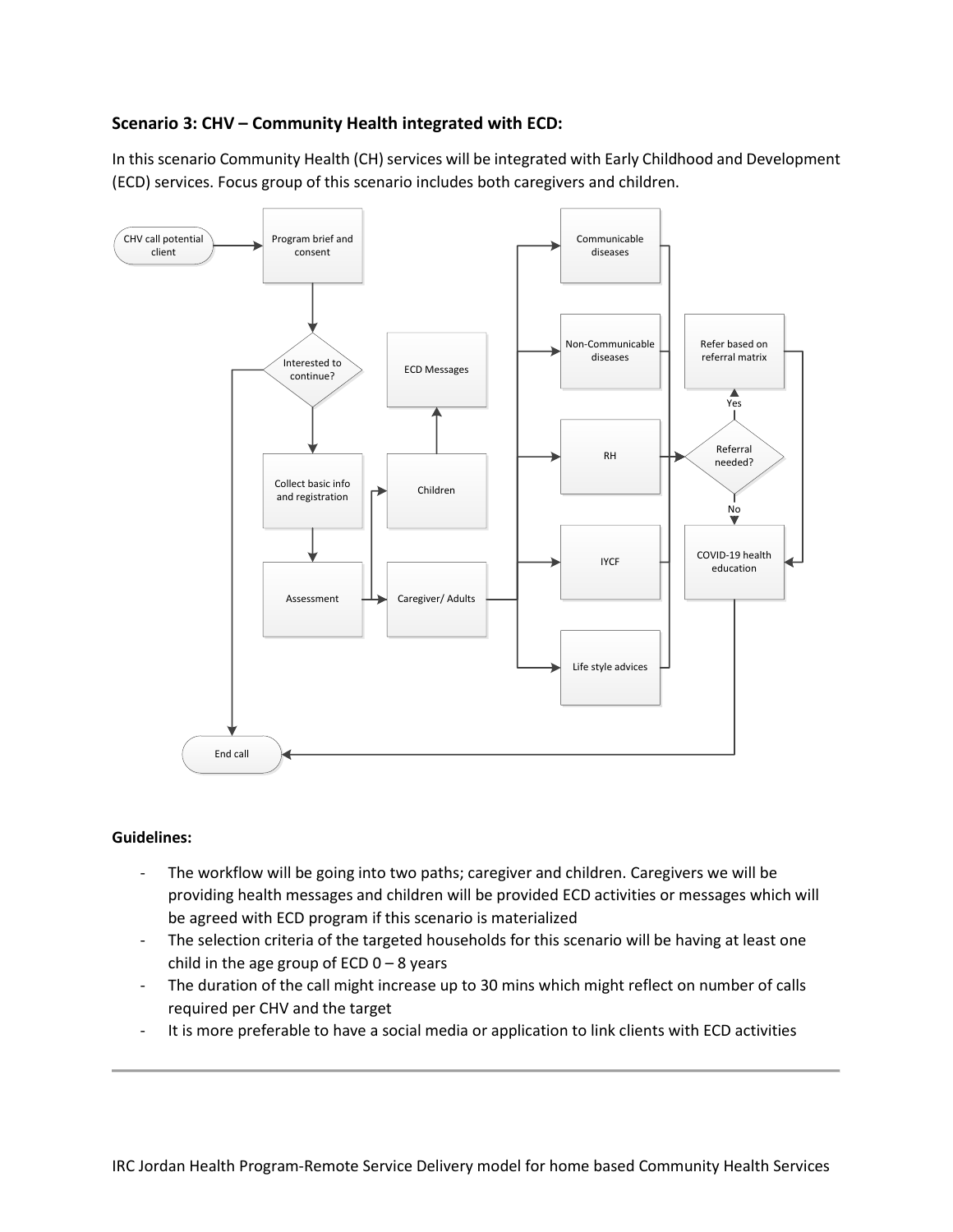### Scenario 3: CHV – Community Health integrated with ECD:

In this scenario Community Health (CH) services will be integrated with Early Childhood and Development (ECD) services. Focus group of this scenario includes both caregivers and children.

CHV call potential client

Program brief and consent

Interested to continue?

Collect basic info and registration

Assessment

Children

ECD Messages

Caregiver/ Adults

Communicable diseases

Non-Communicable diseases

RH

IYCF

Life style advices

Referral needed?

Yes

Refer based on referral matrix

No

COVID-19 health education

End call

**Guidelines:**

- The workflow will be going into two paths; caregiver and children. Caregivers we will be providing health messages and children will be provided ECD activities or messages which will be agreed with ECD program if this scenario is materialized
- The selection criteria of the targeted households for this scenario will be having at least one child in the age group of ECD 0 – 8 years
- The duration of the call might increase up to 30 mins which might reflect on number of calls required per CHV and the target
- It is more preferable to have a social media or application to link clients with ECD activities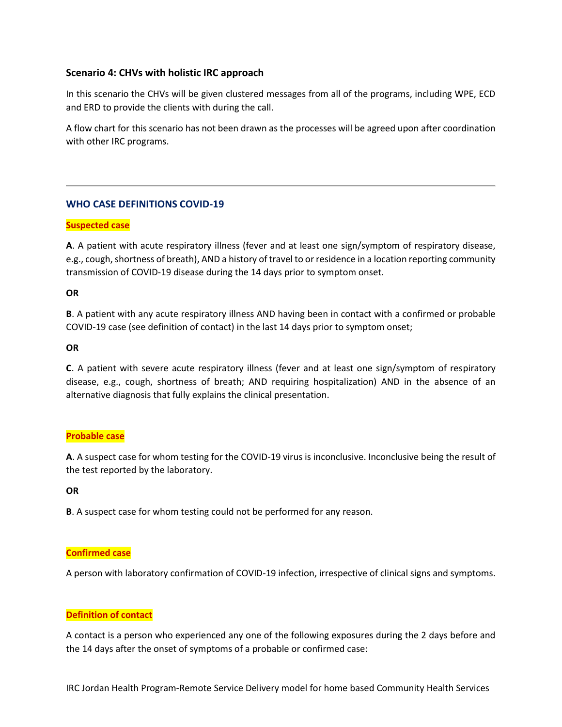### Scenario 4: CHVs with holistic IRC approach

In this scenario the CHVs will be given clustered messages from all of the programs, including WPE, ECD and ERD to provide the clients with during the call.

A flow chart for this scenario has not been drawn as the processes will be agreed upon after coordination with other IRC programs.

---

## WHO CASE DEFINITIONS COVID-19

### Suspected case

**A**. A patient with acute respiratory illness (fever and at least one sign/symptom of respiratory disease, e.g., cough, shortness of breath), AND a history of travel to or residence in a location reporting community transmission of COVID-19 disease during the 14 days prior to symptom onset.

**OR**

**B**. A patient with any acute respiratory illness AND having been in contact with a confirmed or probable COVID-19 case (see definition of contact) in the last 14 days prior to symptom onset;

**OR**

**C**. A patient with severe acute respiratory illness (fever and at least one sign/symptom of respiratory disease, e.g., cough, shortness of breath; AND requiring hospitalization) AND in the absence of an alternative diagnosis that fully explains the clinical presentation.

### Probable case

**A**. A suspect case for whom testing for the COVID-19 virus is inconclusive. Inconclusive being the result of the test reported by the laboratory.

**OR**

**B**. A suspect case for whom testing could not be performed for any reason.

### Confirmed case

A person with laboratory confirmation of COVID-19 infection, irrespective of clinical signs and symptoms.

### Definition of contact

A contact is a person who experienced any one of the following exposures during the 2 days before and the 14 days after the onset of symptoms of a probable or confirmed case: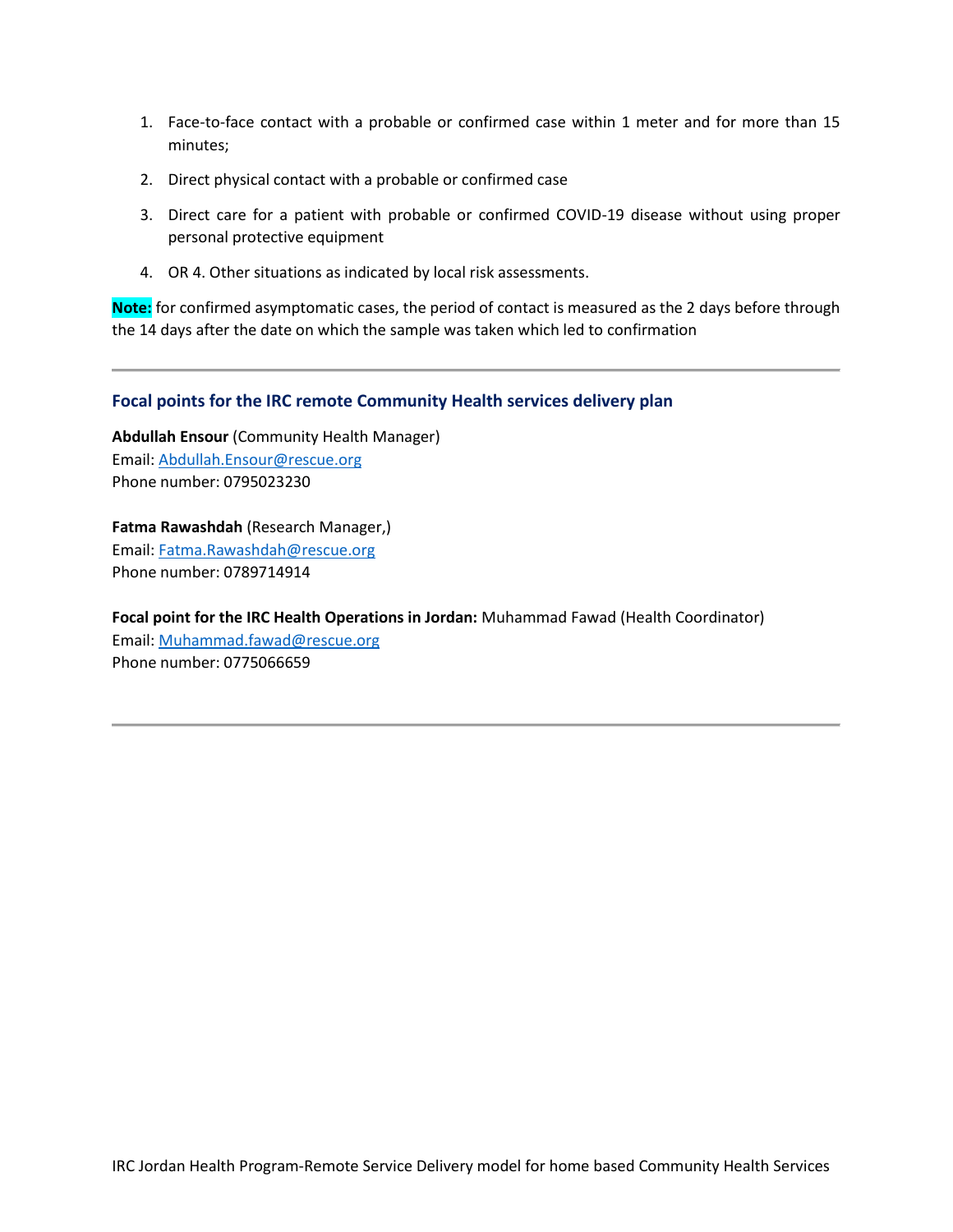1. Face-to-face contact with a probable or confirmed case within 1 meter and for more than 15 minutes;
2. Direct physical contact with a probable or confirmed case
3. Direct care for a patient with probable or confirmed COVID-19 disease without using proper personal protective equipment
4. OR 4. Other situations as indicated by local risk assessments.

**Note:** for confirmed asymptomatic cases, the period of contact is measured as the 2 days before through the 14 days after the date on which the sample was taken which led to confirmation

---

### Focal points for the IRC remote Community Health services delivery plan

**Abdullah Ensour** (Community Health Manager)
Email: Abdullah.Ensour@rescue.org
Phone number: 0795023230

**Fatma Rawashdah** (Research Manager,)
Email: Fatma.Rawashdah@rescue.org
Phone number: 0789714914

**Focal point for the IRC Health Operations in Jordan:** Muhammad Fawad (Health Coordinator)
Email: Muhammad.fawad@rescue.org
Phone number: 0775066659

---